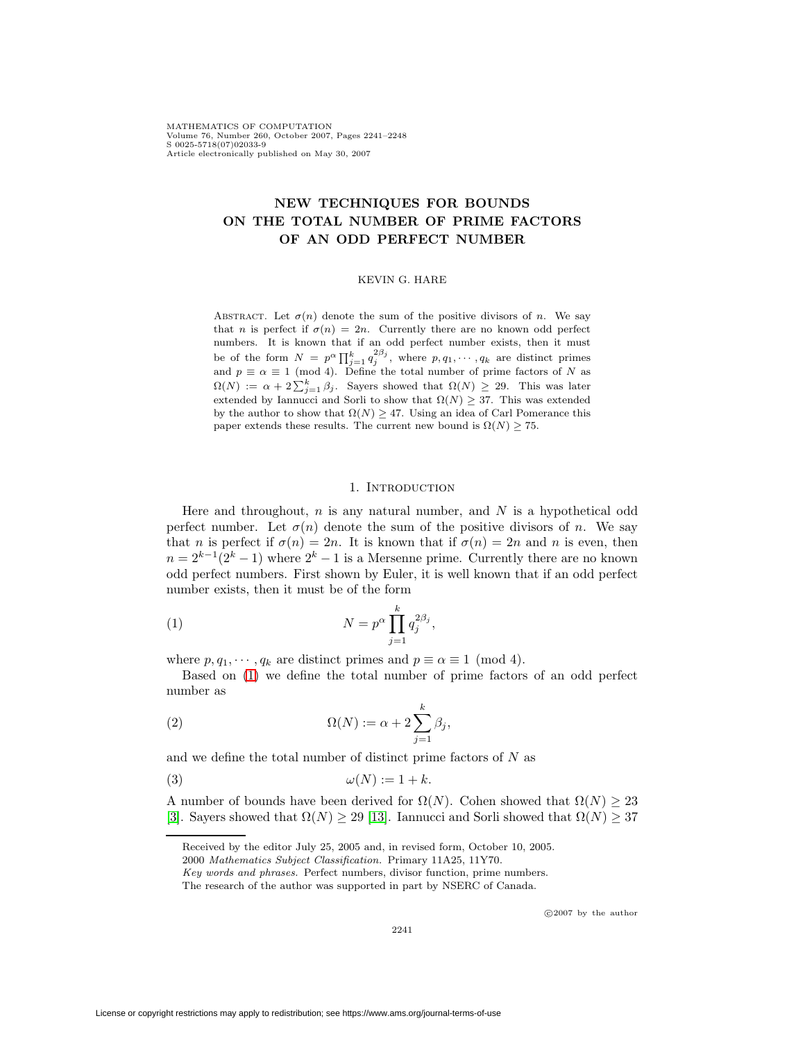# NEW TECHNIQUES FOR BOUNDS ON THE TOTAL NUMBER OF PRIME FACTORS OF AN ODD PERFECT NUMBER

KEVIN G. HARE

ABSTRACT. Let $\sigma(n)$ denote the sum of the positive divisors of $n$. We say that $n$ is perfect if $\sigma(n) = 2n$. Currently there are no known odd perfect numbers. It is known that if an odd perfect number exists, then it must be of the form $N = p^\alpha \prod_{j=1}^{k} q_j^{2\beta_j}$, where $p, q_1, \cdots, q_k$ are distinct primes and $p \equiv \alpha \equiv 1 \pmod 4$. Define the total number of prime factors of $N$ as $\Omega(N) := \alpha + 2\sum_{j=1}^{k} \beta_j$. Sayers showed that $\Omega(N) \geq 29$. This was later extended by Iannucci and Sorli to show that $\Omega(N) \geq 37$. This was extended by the author to show that $\Omega(N) \geq 47$. Using an idea of Carl Pomerance this paper extends these results. The current new bound is $\Omega(N) \geq 75$.

## 1. Introduction

Here and throughout, $n$ is any natural number, and $N$ is a hypothetical odd perfect number. Let $\sigma(n)$ denote the sum of the positive divisors of $n$. We say that $n$ is perfect if $\sigma(n) = 2n$. It is known that if $\sigma(n) = 2n$ and $n$ is even, then $n = 2^{k-1}(2^k - 1)$ where $2^k - 1$ is a Mersenne prime. Currently there are no known odd perfect numbers. First shown by Euler, it is well known that if an odd perfect number exists, then it must be of the form

$$N = p^\alpha \prod_{j=1}^{k} q_j^{2\beta_j}, \tag{1}$$

where $p, q_1, \cdots, q_k$ are distinct primes and $p \equiv \alpha \equiv 1 \pmod 4$.

Based on (1) we define the total number of prime factors of an odd perfect number as

$$\Omega(N) := \alpha + 2\sum_{j=1}^{k} \beta_j, \tag{2}$$

and we define the total number of distinct prime factors of $N$ as

$$\omega(N) := 1 + k. \tag{3}$$

A number of bounds have been derived for $\Omega(N)$. Cohen showed that $\Omega(N) \geq 23$ [3]. Sayers showed that $\Omega(N) \geq 29$ [13]. Iannucci and Sorli showed that $\Omega(N) \geq 37$

Received by the editor July 25, 2005 and, in revised form, October 10, 2005.

2000 *Mathematics Subject Classification.* Primary 11A25, 11Y70.

*Key words and phrases.* Perfect numbers, divisor function, prime numbers.

The research of the author was supported in part by NSERC of Canada.

©2007 by the author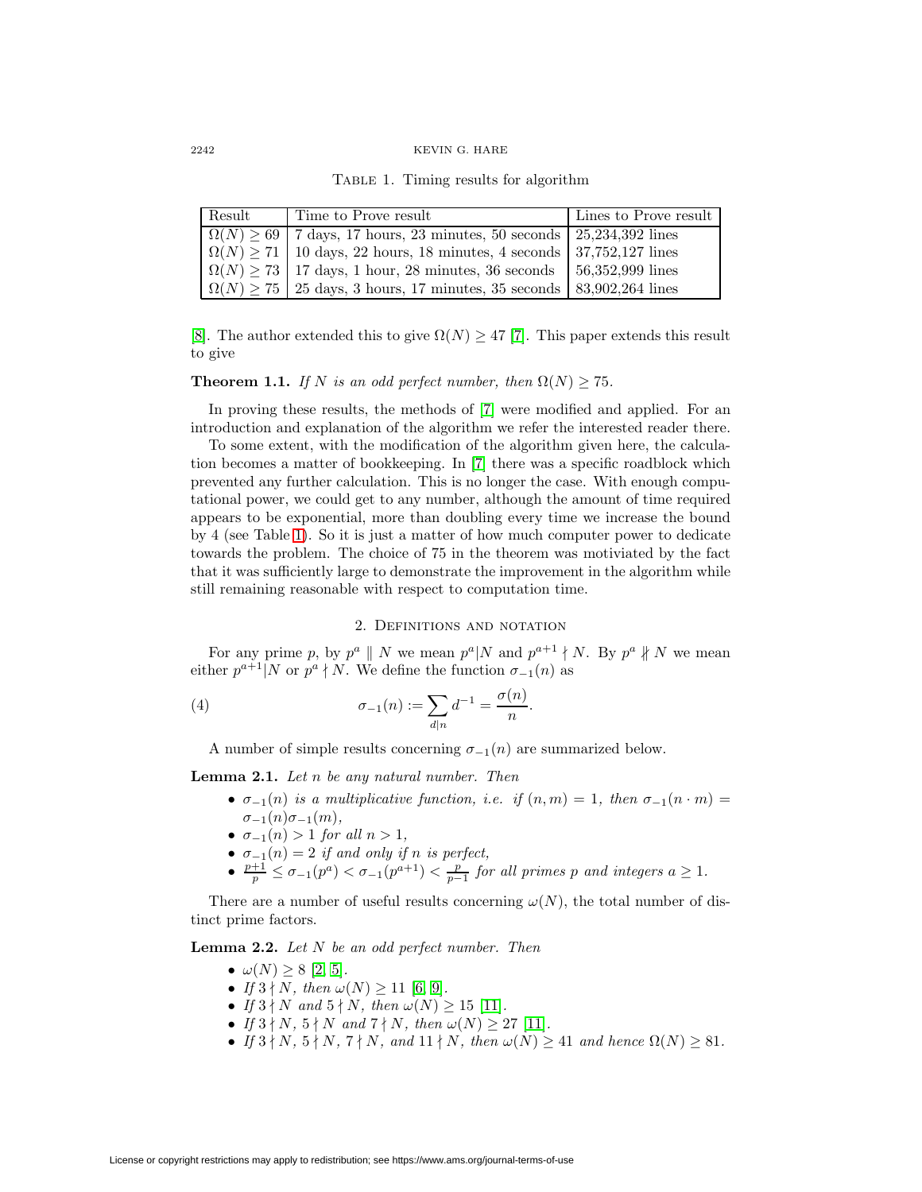Table 1. Timing results for algorithm

| Result | Time to Prove result | Lines to Prove result |
|---|---|---|
| $\Omega(N) \geq 69$ | 7 days, 17 hours, 23 minutes, 50 seconds | 25,234,392 lines |
| $\Omega(N) \geq 71$ | 10 days, 22 hours, 18 minutes, 4 seconds | 37,752,127 lines |
| $\Omega(N) \geq 73$ | 17 days, 1 hour, 28 minutes, 36 seconds | 56,352,999 lines |
| $\Omega(N) \geq 75$ | 25 days, 3 hours, 17 minutes, 35 seconds | 83,902,264 lines |

[8]. The author extended this to give $\Omega(N) \geq 47$ [7]. This paper extends this result to give

**Theorem 1.1.** *If $N$ is an odd perfect number, then $\Omega(N) \geq 75$.*

In proving these results, the methods of [7] were modified and applied. For an introduction and explanation of the algorithm we refer the interested reader there.

To some extent, with the modification of the algorithm given here, the calculation becomes a matter of bookkeeping. In [7] there was a specific roadblock which prevented any further calculation. This is no longer the case. With enough computational power, we could get to any number, although the amount of time required appears to be exponential, more than doubling every time we increase the bound by 4 (see Table 1). So it is just a matter of how much computer power to dedicate towards the problem. The choice of 75 in the theorem was motiviated by the fact that it was sufficiently large to demonstrate the improvement in the algorithm while still remaining reasonable with respect to computation time.

## 2. Definitions and notation

For any prime $p$, by $p^a \parallel N$ we mean $p^a | N$ and $p^{a+1} \nmid N$. By $p^a \not\parallel N$ we mean either $p^{a+1} | N$ or $p^a \nmid N$. We define the function $\sigma_{-1}(n)$ as

$$\sigma_{-1}(n) := \sum_{d|n} d^{-1} = \frac{\sigma(n)}{n}. \tag{4}$$

A number of simple results concerning $\sigma_{-1}(n)$ are summarized below.

**Lemma 2.1.** *Let $n$ be any natural number. Then*

- *$\sigma_{-1}(n)$ is a multiplicative function, i.e. if $(n, m) = 1$, then $\sigma_{-1}(n \cdot m) = \sigma_{-1}(n)\sigma_{-1}(m)$,*
- *$\sigma_{-1}(n) > 1$ for all $n > 1$,*
- *$\sigma_{-1}(n) = 2$ if and only if $n$ is perfect,*
- *$\frac{p+1}{p} \leq \sigma_{-1}(p^a) < \sigma_{-1}(p^{a+1}) < \frac{p}{p-1}$ for all primes $p$ and integers $a \geq 1$.*

There are a number of useful results concerning $\omega(N)$, the total number of distinct prime factors.

**Lemma 2.2.** *Let $N$ be an odd perfect number. Then*

- *$\omega(N) \geq 8$ [2, 5].*
- *If $3 \nmid N$, then $\omega(N) \geq 11$ [6, 9].*
- *If $3 \nmid N$ and $5 \nmid N$, then $\omega(N) \geq 15$ [11].*
- *If $3 \nmid N$, $5 \nmid N$ and $7 \nmid N$, then $\omega(N) \geq 27$ [11].*
- *If $3 \nmid N$, $5 \nmid N$, $7 \nmid N$, and $11 \nmid N$, then $\omega(N) \geq 41$ and hence $\Omega(N) \geq 81$.*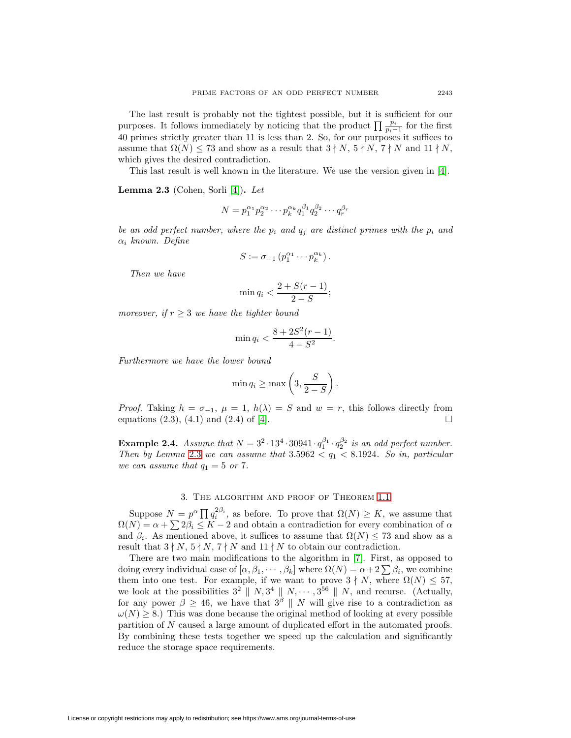The last result is probably not the tightest possible, but it is sufficient for our purposes. It follows immediately by noticing that the product $\prod \frac{p_i}{p_i - 1}$ for the first 40 primes strictly greater than 11 is less than 2. So, for our purposes it suffices to assume that $\Omega(N) \leq 73$ and show as a result that $3 \nmid N$, $5 \nmid N$, $7 \nmid N$ and $11 \nmid N$, which gives the desired contradiction.

This last result is well known in the literature. We use the version given in [4].

**Lemma 2.3** (Cohen, Sorli [4])**.** *Let*

$$N = p_1^{\alpha_1} p_2^{\alpha_2} \cdots p_k^{\alpha_k} q_1^{\beta_1} q_2^{\beta_2} \cdots q_r^{\beta_r}$$

*be an odd perfect number, where the $p_i$ and $q_j$ are distinct primes with the $p_i$ and $\alpha_i$ known. Define*

$$S := \sigma_{-1}\left(p_1^{\alpha_1} \cdots p_k^{\alpha_k}\right).$$

*Then we have*

$$\min q_i < \frac{2 + S(r-1)}{2 - S};$$

*moreover, if $r \geq 3$ we have the tighter bound*

$$\min q_i < \frac{8 + 2S^2(r-1)}{4 - S^2}.$$

*Furthermore we have the lower bound*

$$\min q_i \geq \max\left(3, \frac{S}{2-S}\right).$$

*Proof.* Taking $h = \sigma_{-1}$, $\mu = 1$, $h(\lambda) = S$ and $w = r$, this follows directly from equations (2.3), (4.1) and (2.4) of [4]. $\square$

**Example 2.4.** *Assume that $N = 3^2 \cdot 13^4 \cdot 30941 \cdot q_1^{\beta_1} \cdot q_2^{\beta_2}$ is an odd perfect number. Then by Lemma 2.3 we can assume that $3.5962 < q_1 < 8.1924$. So in, particular we can assume that $q_1 = 5$ or $7$.*

## 3. The algorithm and proof of Theorem 1.1

Suppose $N = p^\alpha \prod q_i^{2\beta_i}$, as before. To prove that $\Omega(N) \geq K$, we assume that $\Omega(N) = \alpha + \sum 2\beta_i \leq K - 2$ and obtain a contradiction for every combination of $\alpha$ and $\beta_i$. As mentioned above, it suffices to assume that $\Omega(N) \leq 73$ and show as a result that $3 \nmid N$, $5 \nmid N$, $7 \nmid N$ and $11 \nmid N$ to obtain our contradiction.

There are two main modifications to the algorithm in [7]. First, as opposed to doing every individual case of $[\alpha, \beta_1, \cdots, \beta_k]$ where $\Omega(N) = \alpha + 2\sum \beta_i$, we combine them into one test. For example, if we want to prove $3 \nmid N$, where $\Omega(N) \leq 57$, we look at the possibilities $3^2 \parallel N, 3^4 \parallel N, \cdots, 3^{56} \parallel N$, and recurse. (Actually, for any power $\beta \geq 46$, we have that $3^\beta \parallel N$ will give rise to a contradiction as $\omega(N) \geq 8$.) This was done because the original method of looking at every possible partition of $N$ caused a large amount of duplicated effort in the automated proofs. By combining these tests together we speed up the calculation and significantly reduce the storage space requirements.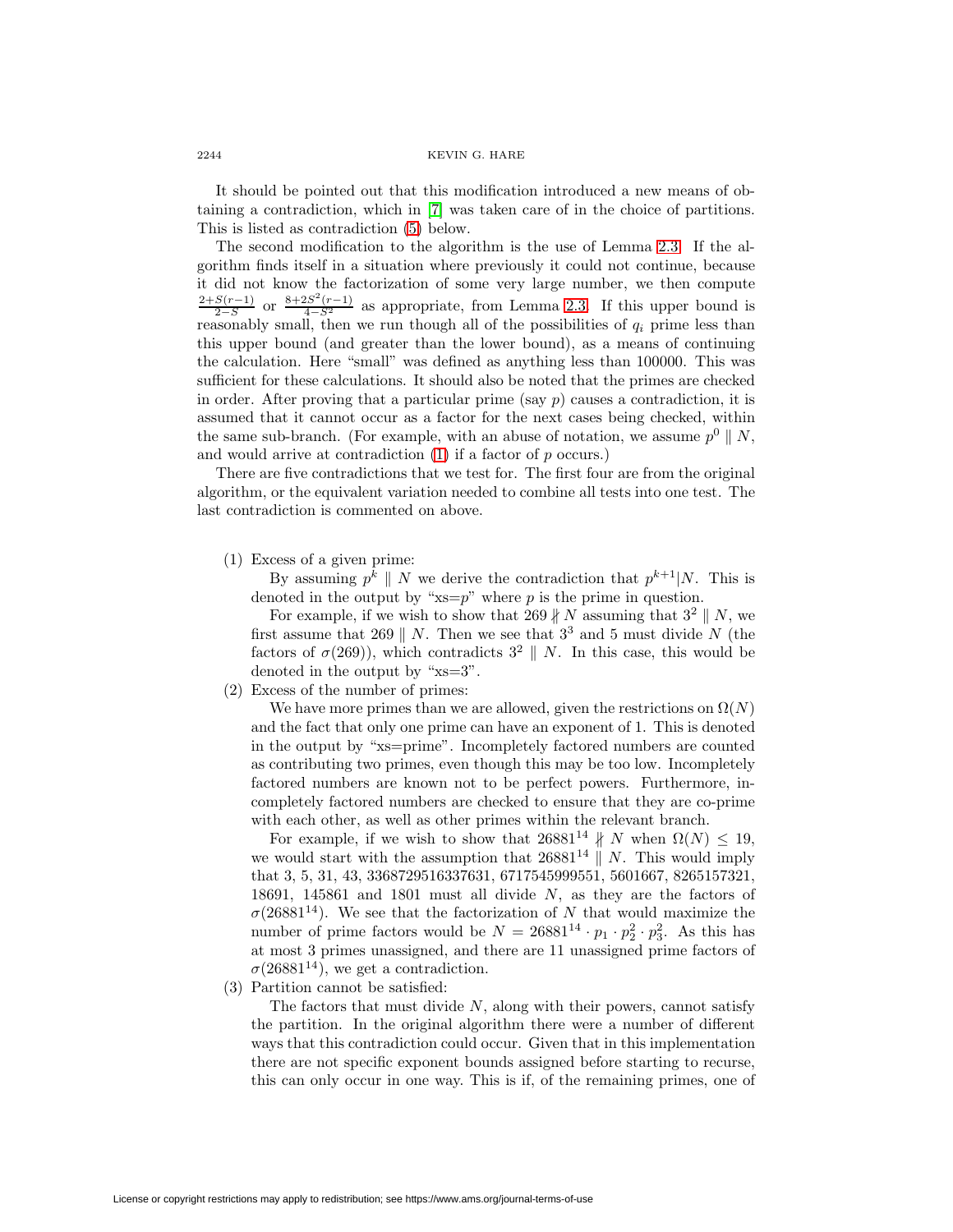It should be pointed out that this modification introduced a new means of obtaining a contradiction, which in [7] was taken care of in the choice of partitions. This is listed as contradiction (5) below.

The second modification to the algorithm is the use of Lemma 2.3. If the algorithm finds itself in a situation where previously it could not continue, because it did not know the factorization of some very large number, we then compute $\frac{2+S(r-1)}{2-S}$ or $\frac{8+2S^2(r-1)}{4-S^2}$ as appropriate, from Lemma 2.3. If this upper bound is reasonably small, then we run though all of the possibilities of $q_i$ prime less than this upper bound (and greater than the lower bound), as a means of continuing the calculation. Here "small" was defined as anything less than 100000. This was sufficient for these calculations. It should also be noted that the primes are checked in order. After proving that a particular prime (say $p$) causes a contradiction, it is assumed that it cannot occur as a factor for the next cases being checked, within the same sub-branch. (For example, with an abuse of notation, we assume $p^0 \parallel N$, and would arrive at contradiction (1) if a factor of $p$ occurs.)

There are five contradictions that we test for. The first four are from the original algorithm, or the equivalent variation needed to combine all tests into one test. The last contradiction is commented on above.

(1) Excess of a given prime:

By assuming $p^k \parallel N$ we derive the contradiction that $p^{k+1}|N$. This is denoted in the output by "xs=$p$" where $p$ is the prime in question.

For example, if we wish to show that $269 \nparallel N$ assuming that $3^2 \parallel N$, we first assume that $269 \parallel N$. Then we see that $3^3$ and 5 must divide $N$ (the factors of $\sigma(269)$), which contradicts $3^2 \parallel N$. In this case, this would be denoted in the output by "xs=3".

(2) Excess of the number of primes:

We have more primes than we are allowed, given the restrictions on $\Omega(N)$ and the fact that only one prime can have an exponent of 1. This is denoted in the output by "xs=prime". Incompletely factored numbers are counted as contributing two primes, even though this may be too low. Incompletely factored numbers are known not to be perfect powers. Furthermore, incompletely factored numbers are checked to ensure that they are co-prime with each other, as well as other primes within the relevant branch.

For example, if we wish to show that $26881^{14} \nparallel N$ when $\Omega(N) \leq 19$, we would start with the assumption that $26881^{14} \parallel N$. This would imply that 3, 5, 31, 43, 3368729516337631, 6717545999551, 5601667, 8265157321, 18691, 145861 and 1801 must all divide $N$, as they are the factors of $\sigma(26881^{14})$. We see that the factorization of $N$ that would maximize the number of prime factors would be $N = 26881^{14} \cdot p_1 \cdot p_2^2 \cdot p_3^2$. As this has at most 3 primes unassigned, and there are 11 unassigned prime factors of $\sigma(26881^{14})$, we get a contradiction.

(3) Partition cannot be satisfied:

The factors that must divide $N$, along with their powers, cannot satisfy the partition. In the original algorithm there were a number of different ways that this contradiction could occur. Given that in this implementation there are not specific exponent bounds assigned before starting to recurse, this can only occur in one way. This is if, of the remaining primes, one of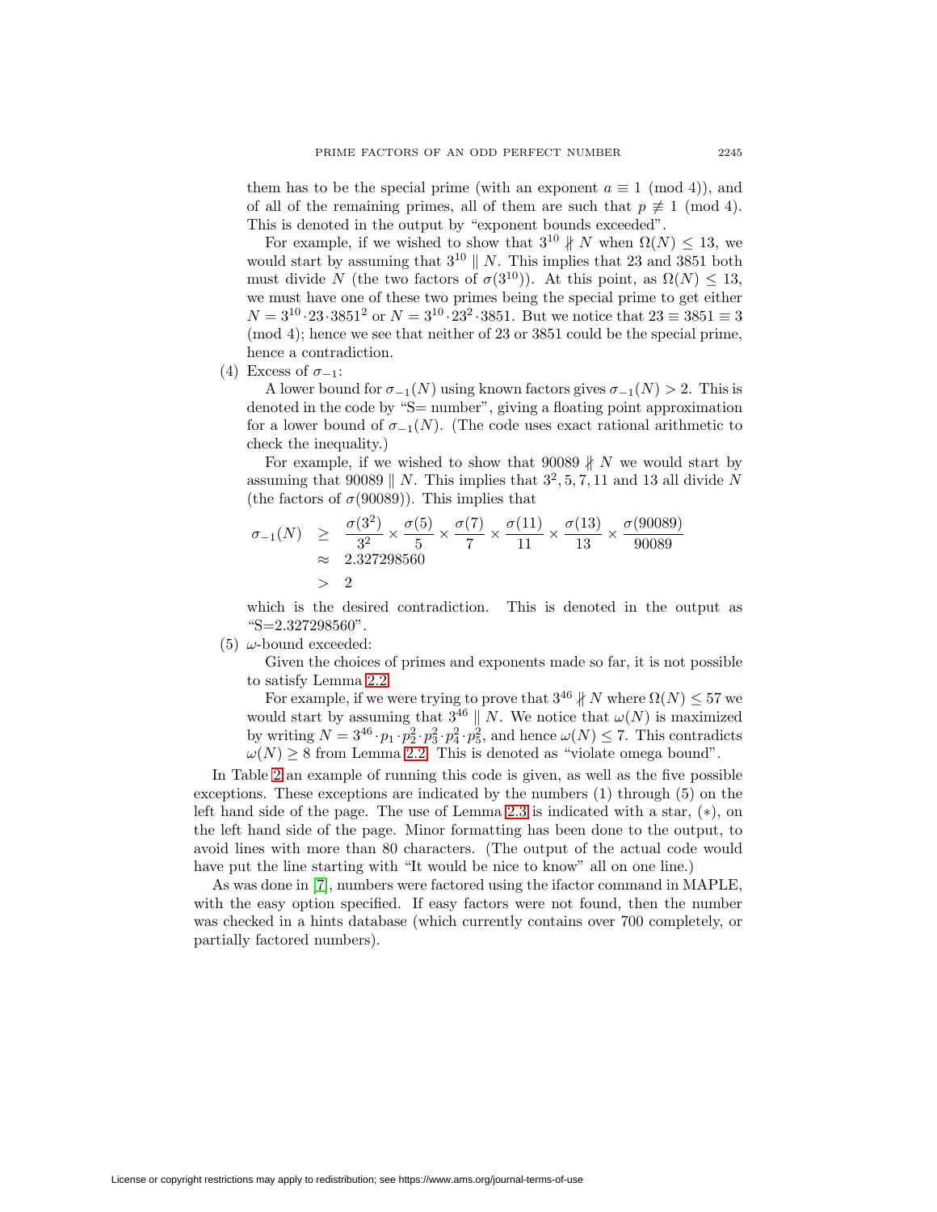them has to be the special prime (with an exponent $a \equiv 1 \pmod 4$), and of all of the remaining primes, all of them are such that $p \not\equiv 1 \pmod 4$. This is denoted in the output by "exponent bounds exceeded".

For example, if we wished to show that $3^{10} \nparallel N$ when $\Omega(N) \leq 13$, we would start by assuming that $3^{10} \parallel N$. This implies that 23 and 3851 both must divide $N$ (the two factors of $\sigma(3^{10})$). At this point, as $\Omega(N) \leq 13$, we must have one of these two primes being the special prime to get either $N = 3^{10} \cdot 23 \cdot 3851^2$ or $N = 3^{10} \cdot 23^2 \cdot 3851$. But we notice that $23 \equiv 3851 \equiv 3 \pmod 4$; hence we see that neither of 23 or 3851 could be the special prime, hence a contradiction.

(4) Excess of $\sigma_{-1}$:

A lower bound for $\sigma_{-1}(N)$ using known factors gives $\sigma_{-1}(N) > 2$. This is denoted in the code by "S= number", giving a floating point approximation for a lower bound of $\sigma_{-1}(N)$. (The code uses exact rational arithmetic to check the inequality.)

For example, if we wished to show that $90089 \nparallel N$ we would start by assuming that $90089 \parallel N$. This implies that $3^2, 5, 7, 11$ and 13 all divide $N$ (the factors of $\sigma(90089)$). This implies that

$$\begin{aligned}
\sigma_{-1}(N) &\geq \frac{\sigma(3^2)}{3^2} \times \frac{\sigma(5)}{5} \times \frac{\sigma(7)}{7} \times \frac{\sigma(11)}{11} \times \frac{\sigma(13)}{13} \times \frac{\sigma(90089)}{90089} \\
&\approx 2.327298560 \\
&> 2
\end{aligned}$$

which is the desired contradiction. This is denoted in the output as "S=2.327298560".

(5) $\omega$-bound exceeded:

Given the choices of primes and exponents made so far, it is not possible to satisfy Lemma 2.2.

For example, if we were trying to prove that $3^{46} \nparallel N$ where $\Omega(N) \leq 57$ we would start by assuming that $3^{46} \parallel N$. We notice that $\omega(N)$ is maximized by writing $N = 3^{46} \cdot p_1 \cdot p_2^2 \cdot p_3^2 \cdot p_4^2 \cdot p_5^2$, and hence $\omega(N) \leq 7$. This contradicts $\omega(N) \geq 8$ from Lemma 2.2. This is denoted as "violate omega bound".

In Table 2 an example of running this code is given, as well as the five possible exceptions. These exceptions are indicated by the numbers (1) through (5) on the left hand side of the page. The use of Lemma 2.3 is indicated with a star, $(*)$, on the left hand side of the page. Minor formatting has been done to the output, to avoid lines with more than 80 characters. (The output of the actual code would have put the line starting with "It would be nice to know" all on one line.)

As was done in [7], numbers were factored using the ifactor command in MAPLE, with the easy option specified. If easy factors were not found, then the number was checked in a hints database (which currently contains over 700 completely, or partially factored numbers).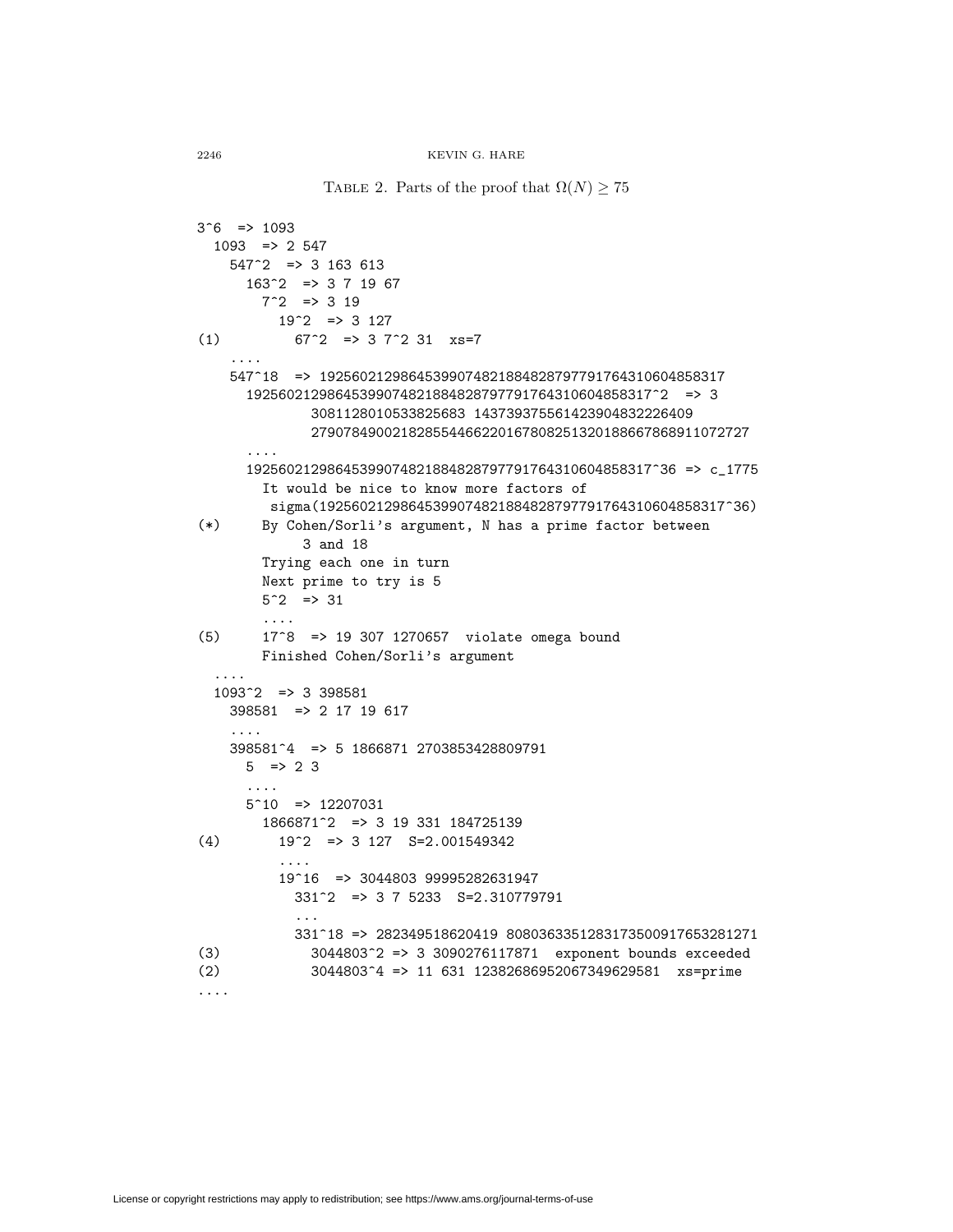Table 2. Parts of the proof that $\Omega(N) \geq 75$

```
3^6  => 1093
  1093  => 2 547
    547^2  => 3 163 613
      163^2  => 3 7 19 67
        7^2  => 3 19
          19^2  => 3 127
(1)         67^2  => 3 7^2 31  xs=7
    ....
    547^18  => 1925602129864539907482188482879779176431060485831 7
      1925602129864539907482188482879779176431060485831 7^2  => 3
              3081128010533825683 1437393755614239048322264 09
              2790784900218285544662201678082513201886678689110727 27
      ....
      1925602129864539907482188482879779176431060485831 7^36 => c_1775
        It would be nice to know more factors of
         sigma(1925602129864539907482188482879779176431060485831 7^36)
(*)     By Cohen/Sorli's argument, N has a prime factor between
              3 and 18
        Trying each one in turn
        Next prime to try is 5
        5^2  => 31
        ....
(5)     17^8  => 19 307 1270657  violate omega bound
        Finished Cohen/Sorli's argument
  ....
  1093^2  => 3 398581
    398581  => 2 17 19 617
    ....
    398581^4  => 5 1866871 2703853428809791
      5  => 2 3
      ....
      5^10  => 12207031
        1866871^2  => 3 19 331 184725139
(4)       19^2  => 3 127  S=2.001549342
          ....
          19^16  => 3044803 99995282631947
            331^2  => 3 7 5233  S=2.310779791
            ...
            331^18 => 282349518620419 808036335128317350091765328127 1
(3)           3044803^2 => 3 3090276117871  exponent bounds exceeded
(2)           3044803^4 => 11 631 12382686952067349629581  xs=prime
....
```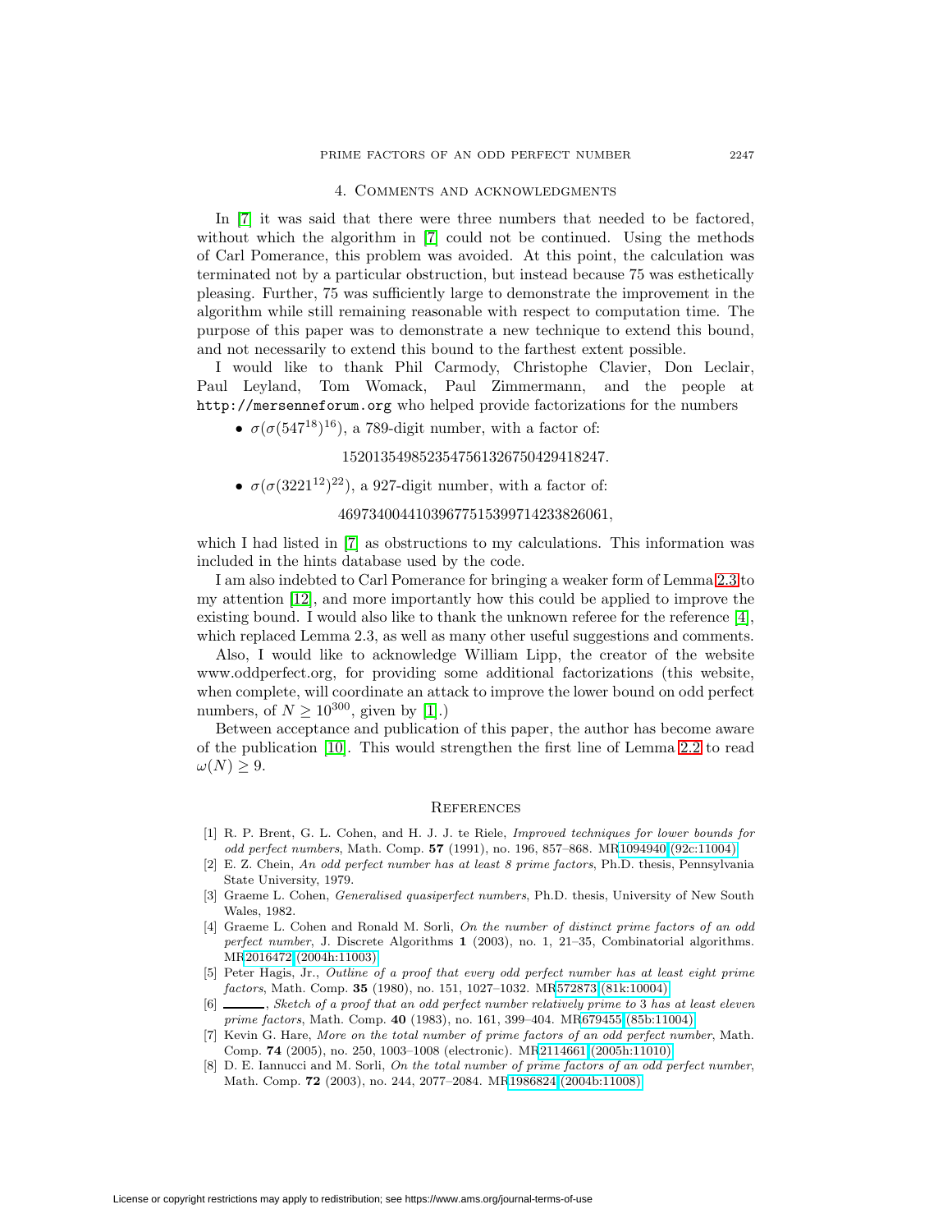## 4. Comments and acknowledgments

In [7] it was said that there were three numbers that needed to be factored, without which the algorithm in [7] could not be continued. Using the methods of Carl Pomerance, this problem was avoided. At this point, the calculation was terminated not by a particular obstruction, but instead because 75 was esthetically pleasing. Further, 75 was sufficiently large to demonstrate the improvement in the algorithm while still remaining reasonable with respect to computation time. The purpose of this paper was to demonstrate a new technique to extend this bound, and not necessarily to extend this bound to the farthest extent possible.

I would like to thank Phil Carmody, Christophe Clavier, Don Leclair, Paul Leyland, Tom Womack, Paul Zimmermann, and the people at `http://mersenneforum.org` who helped provide factorizations for the numbers

- $\sigma(\sigma(547^{18})^{16})$, a 789-digit number, with a factor of:

  152013549852354756132675042941824 7.

- $\sigma(\sigma(3221^{12})^{22})$, a 927-digit number, with a factor of:

  469734004410396775153997142338 26061,

which I had listed in [7] as obstructions to my calculations. This information was included in the hints database used by the code.

I am also indebted to Carl Pomerance for bringing a weaker form of Lemma 2.3 to my attention [12], and more importantly how this could be applied to improve the existing bound. I would also like to thank the unknown referee for the reference [4], which replaced Lemma 2.3, as well as many other useful suggestions and comments.

Also, I would like to acknowledge William Lipp, the creator of the website www.oddperfect.org, for providing some additional factorizations (this website, when complete, will coordinate an attack to improve the lower bound on odd perfect numbers, of $N \geq 10^{300}$, given by [1].)

Between acceptance and publication of this paper, the author has become aware of the publication [10]. This would strengthen the first line of Lemma 2.2 to read $\omega(N) \geq 9$.

## References

[1] R. P. Brent, G. L. Cohen, and H. J. J. te Riele, *Improved techniques for lower bounds for odd perfect numbers*, Math. Comp. **57** (1991), no. 196, 857–868. MR1094940 (92c:11004)

[2] E. Z. Chein, *An odd perfect number has at least 8 prime factors*, Ph.D. thesis, Pennsylvania State University, 1979.

[3] Graeme L. Cohen, *Generalised quasiperfect numbers*, Ph.D. thesis, University of New South Wales, 1982.

[4] Graeme L. Cohen and Ronald M. Sorli, *On the number of distinct prime factors of an odd perfect number*, J. Discrete Algorithms **1** (2003), no. 1, 21–35, Combinatorial algorithms. MR2016472 (2004h:11003)

[5] Peter Hagis, Jr., *Outline of a proof that every odd perfect number has at least eight prime factors*, Math. Comp. **35** (1980), no. 151, 1027–1032. MR572873 (81k:10004)

[6] ———, *Sketch of a proof that an odd perfect number relatively prime to 3 has at least eleven prime factors*, Math. Comp. **40** (1983), no. 161, 399–404. MR679455 (85b:11004)

[7] Kevin G. Hare, *More on the total number of prime factors of an odd perfect number*, Math. Comp. **74** (2005), no. 250, 1003–1008 (electronic). MR2114661 (2005h:11010)

[8] D. E. Iannucci and M. Sorli, *On the total number of prime factors of an odd perfect number*, Math. Comp. **72** (2003), no. 244, 2077–2084. MR1986824 (2004b:11008)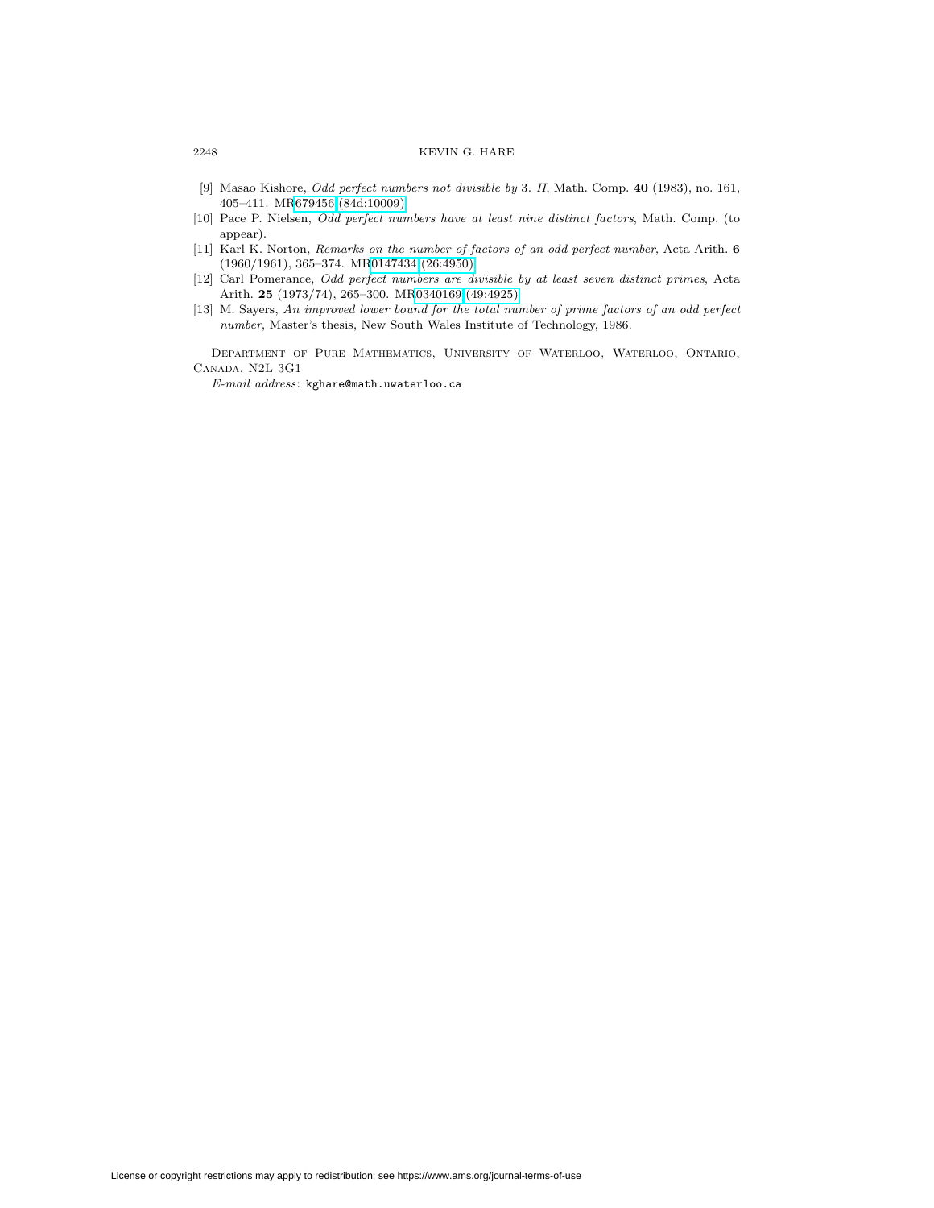[9] Masao Kishore, *Odd perfect numbers not divisible by* 3. *II*, Math. Comp. **40** (1983), no. 161, 405–411. MR679456 (84d:10009)

[10] Pace P. Nielsen, *Odd perfect numbers have at least nine distinct factors*, Math. Comp. (to appear).

[11] Karl K. Norton, *Remarks on the number of factors of an odd perfect number*, Acta Arith. **6** (1960/1961), 365–374. MR0147434 (26:4950)

[12] Carl Pomerance, *Odd perfect numbers are divisible by at least seven distinct primes*, Acta Arith. **25** (1973/74), 265–300. MR0340169 (49:4925)

[13] M. Sayers, *An improved lower bound for the total number of prime factors of an odd perfect number*, Master's thesis, New South Wales Institute of Technology, 1986.

Department of Pure Mathematics, University of Waterloo, Waterloo, Ontario, Canada, N2L 3G1

*E-mail address*: kghare@math.uwaterloo.ca